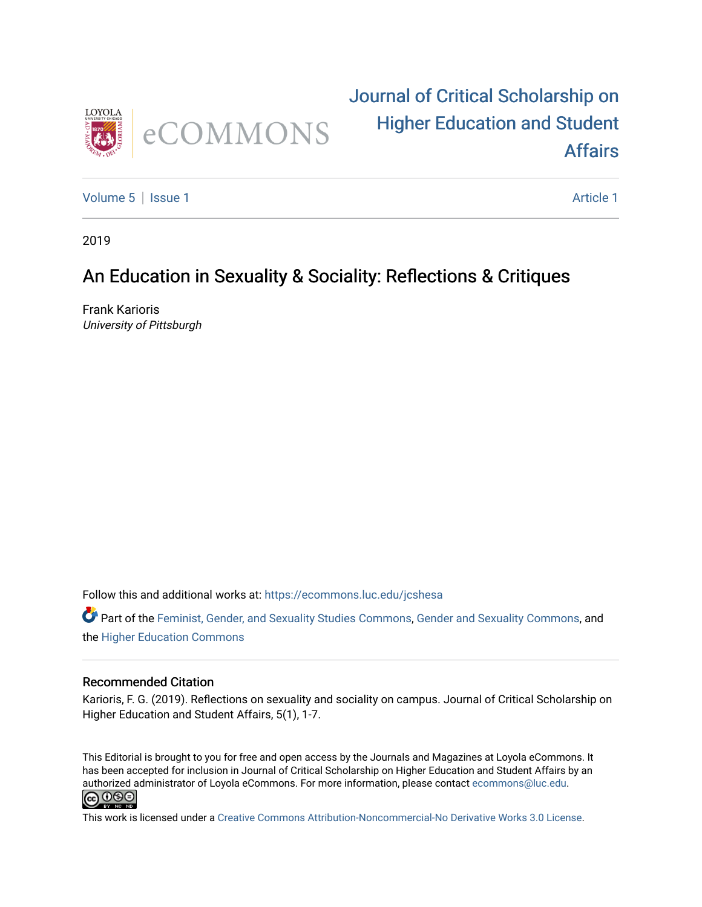# Journal of Critical Scholarship on Higher Education and Student Affairs

Volume 5 | Issue 1 Article 1

2019

## An Education in Sexuality & Sociality: Reflections & Critiques

Frank Karioris
*University of Pittsburgh*

Follow this and additional works at: https://ecommons.luc.edu/jcshesa

Part of the Feminist, Gender, and Sexuality Studies Commons, Gender and Sexuality Commons, and the Higher Education Commons

### Recommended Citation

Karioris, F. G. (2019). Reflections on sexuality and sociality on campus. Journal of Critical Scholarship on Higher Education and Student Affairs, 5(1), 1-7.

This Editorial is brought to you for free and open access by the Journals and Magazines at Loyola eCommons. It has been accepted for inclusion in Journal of Critical Scholarship on Higher Education and Student Affairs by an authorized administrator of Loyola eCommons. For more information, please contact ecommons@luc.edu.

This work is licensed under a Creative Commons Attribution-Noncommercial-No Derivative Works 3.0 License.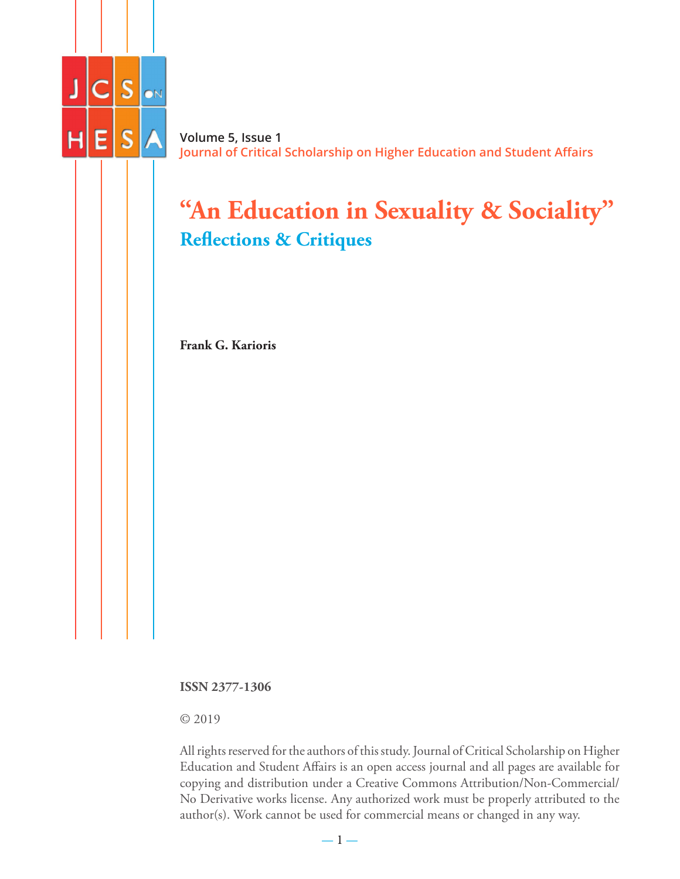# "An Education in Sexuality & Sociality"

## Reflections & Critiques

**Frank G. Karioris**

**ISSN 2377-1306**

© 2019

All rights reserved for the authors of this study. Journal of Critical Scholarship on Higher Education and Student Affairs is an open access journal and all pages are available for copying and distribution under a Creative Commons Attribution/Non-Commercial/No Derivative works license. Any authorized work must be properly attributed to the author(s). Work cannot be used for commercial means or changed in any way.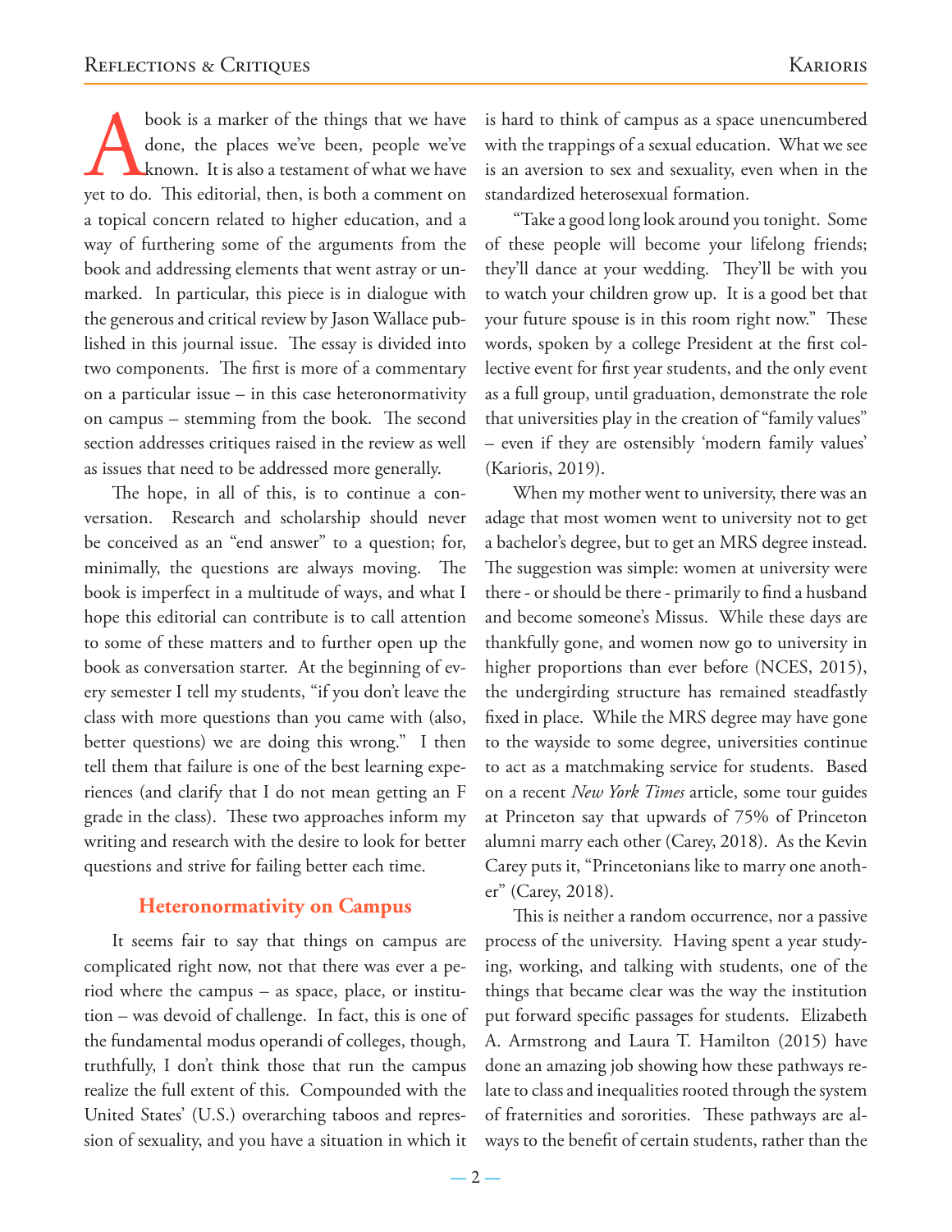A book is a marker of the things that we have done, the places we've been, people we've known. It is also a testament of what we have yet to do. This editorial, then, is both a comment on a topical concern related to higher education, and a way of furthering some of the arguments from the book and addressing elements that went astray or unmarked. In particular, this piece is in dialogue with the generous and critical review by Jason Wallace published in this journal issue. The essay is divided into two components. The first is more of a commentary on a particular issue – in this case heteronormativity on campus – stemming from the book. The second section addresses critiques raised in the review as well as issues that need to be addressed more generally.

The hope, in all of this, is to continue a conversation. Research and scholarship should never be conceived as an "end answer" to a question; for, minimally, the questions are always moving. The book is imperfect in a multitude of ways, and what I hope this editorial can contribute is to call attention to some of these matters and to further open up the book as conversation starter. At the beginning of every semester I tell my students, "if you don't leave the class with more questions than you came with (also, better questions) we are doing this wrong." I then tell them that failure is one of the best learning experiences (and clarify that I do not mean getting an F grade in the class). These two approaches inform my writing and research with the desire to look for better questions and strive for failing better each time.

## Heteronormativity on Campus

It seems fair to say that things on campus are complicated right now, not that there was ever a period where the campus – as space, place, or institution – was devoid of challenge. In fact, this is one of the fundamental modus operandi of colleges, though, truthfully, I don't think those that run the campus realize the full extent of this. Compounded with the United States' (U.S.) overarching taboos and repression of sexuality, and you have a situation in which it is hard to think of campus as a space unencumbered with the trappings of a sexual education. What we see is an aversion to sex and sexuality, even when in the standardized heterosexual formation.

"Take a good long look around you tonight. Some of these people will become your lifelong friends; they'll dance at your wedding. They'll be with you to watch your children grow up. It is a good bet that your future spouse is in this room right now." These words, spoken by a college President at the first collective event for first year students, and the only event as a full group, until graduation, demonstrate the role that universities play in the creation of "family values" – even if they are ostensibly 'modern family values' (Karioris, 2019).

When my mother went to university, there was an adage that most women went to university not to get a bachelor's degree, but to get an MRS degree instead. The suggestion was simple: women at university were there - or should be there - primarily to find a husband and become someone's Missus. While these days are thankfully gone, and women now go to university in higher proportions than ever before (NCES, 2015), the undergirding structure has remained steadfastly fixed in place. While the MRS degree may have gone to the wayside to some degree, universities continue to act as a matchmaking service for students. Based on a recent *New York Times* article, some tour guides at Princeton say that upwards of 75% of Princeton alumni marry each other (Carey, 2018). As the Kevin Carey puts it, "Princetonians like to marry one another" (Carey, 2018).

This is neither a random occurrence, nor a passive process of the university. Having spent a year studying, working, and talking with students, one of the things that became clear was the way the institution put forward specific passages for students. Elizabeth A. Armstrong and Laura T. Hamilton (2015) have done an amazing job showing how these pathways relate to class and inequalities rooted through the system of fraternities and sororities. These pathways are always to the benefit of certain students, rather than the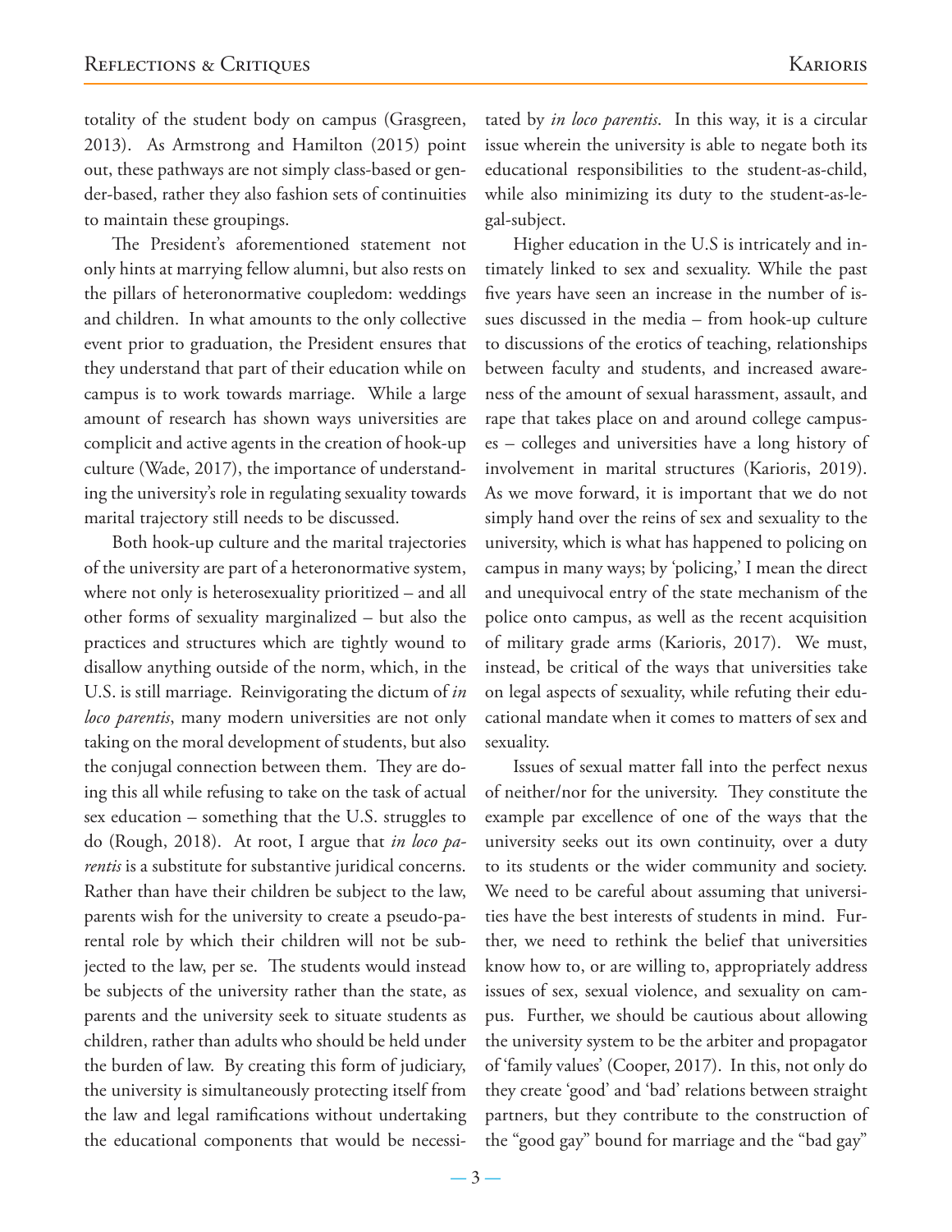totality of the student body on campus (Grasgreen, 2013). As Armstrong and Hamilton (2015) point out, these pathways are not simply class-based or gender-based, rather they also fashion sets of continuities to maintain these groupings.

The President's aforementioned statement not only hints at marrying fellow alumni, but also rests on the pillars of heteronormative coupledom: weddings and children. In what amounts to the only collective event prior to graduation, the President ensures that they understand that part of their education while on campus is to work towards marriage. While a large amount of research has shown ways universities are complicit and active agents in the creation of hook-up culture (Wade, 2017), the importance of understanding the university's role in regulating sexuality towards marital trajectory still needs to be discussed.

Both hook-up culture and the marital trajectories of the university are part of a heteronormative system, where not only is heterosexuality prioritized – and all other forms of sexuality marginalized – but also the practices and structures which are tightly wound to disallow anything outside of the norm, which, in the U.S. is still marriage. Reinvigorating the dictum of *in loco parentis*, many modern universities are not only taking on the moral development of students, but also the conjugal connection between them. They are doing this all while refusing to take on the task of actual sex education – something that the U.S. struggles to do (Rough, 2018). At root, I argue that *in loco parentis* is a substitute for substantive juridical concerns. Rather than have their children be subject to the law, parents wish for the university to create a pseudo-parental role by which their children will not be subjected to the law, per se. The students would instead be subjects of the university rather than the state, as parents and the university seek to situate students as children, rather than adults who should be held under the burden of law. By creating this form of judiciary, the university is simultaneously protecting itself from the law and legal ramifications without undertaking the educational components that would be necessitated by *in loco parentis*. In this way, it is a circular issue wherein the university is able to negate both its educational responsibilities to the student-as-child, while also minimizing its duty to the student-as-legal-subject.

Higher education in the U.S is intricately and intimately linked to sex and sexuality. While the past five years have seen an increase in the number of issues discussed in the media – from hook-up culture to discussions of the erotics of teaching, relationships between faculty and students, and increased awareness of the amount of sexual harassment, assault, and rape that takes place on and around college campuses – colleges and universities have a long history of involvement in marital structures (Karioris, 2019). As we move forward, it is important that we do not simply hand over the reins of sex and sexuality to the university, which is what has happened to policing on campus in many ways; by 'policing,' I mean the direct and unequivocal entry of the state mechanism of the police onto campus, as well as the recent acquisition of military grade arms (Karioris, 2017). We must, instead, be critical of the ways that universities take on legal aspects of sexuality, while refuting their educational mandate when it comes to matters of sex and sexuality.

Issues of sexual matter fall into the perfect nexus of neither/nor for the university. They constitute the example par excellence of one of the ways that the university seeks out its own continuity, over a duty to its students or the wider community and society. We need to be careful about assuming that universities have the best interests of students in mind. Further, we need to rethink the belief that universities know how to, or are willing to, appropriately address issues of sex, sexual violence, and sexuality on campus. Further, we should be cautious about allowing the university system to be the arbiter and propagator of 'family values' (Cooper, 2017). In this, not only do they create 'good' and 'bad' relations between straight partners, but they contribute to the construction of the "good gay" bound for marriage and the "bad gay"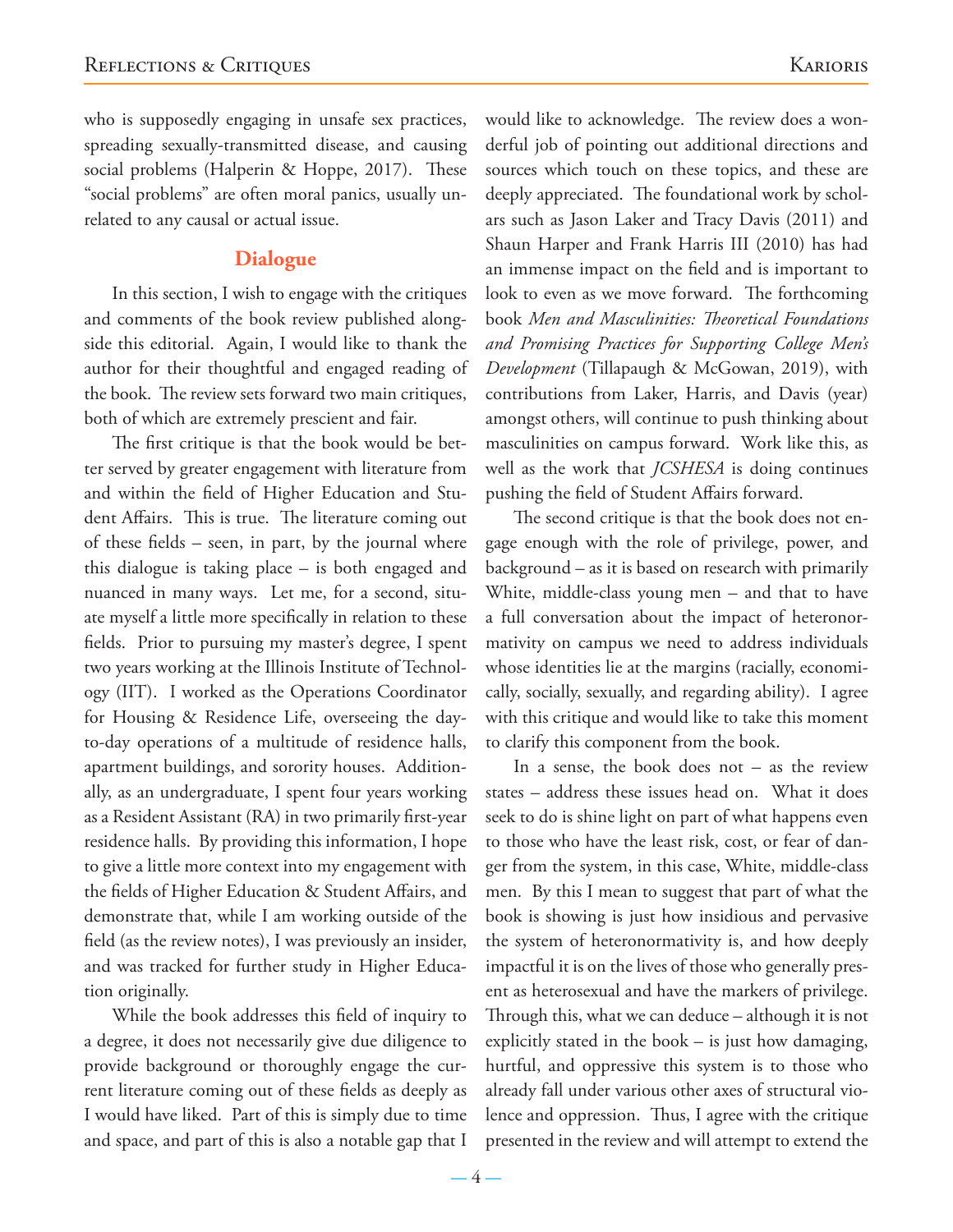who is supposedly engaging in unsafe sex practices, spreading sexually-transmitted disease, and causing social problems (Halperin & Hoppe, 2017). These "social problems" are often moral panics, usually unrelated to any causal or actual issue.

## Dialogue

In this section, I wish to engage with the critiques and comments of the book review published alongside this editorial. Again, I would like to thank the author for their thoughtful and engaged reading of the book. The review sets forward two main critiques, both of which are extremely prescient and fair.

The first critique is that the book would be better served by greater engagement with literature from and within the field of Higher Education and Student Affairs. This is true. The literature coming out of these fields – seen, in part, by the journal where this dialogue is taking place – is both engaged and nuanced in many ways. Let me, for a second, situate myself a little more specifically in relation to these fields. Prior to pursuing my master's degree, I spent two years working at the Illinois Institute of Technology (IIT). I worked as the Operations Coordinator for Housing & Residence Life, overseeing the day-to-day operations of a multitude of residence halls, apartment buildings, and sorority houses. Additionally, as an undergraduate, I spent four years working as a Resident Assistant (RA) in two primarily first-year residence halls. By providing this information, I hope to give a little more context into my engagement with the fields of Higher Education & Student Affairs, and demonstrate that, while I am working outside of the field (as the review notes), I was previously an insider, and was tracked for further study in Higher Education originally.

While the book addresses this field of inquiry to a degree, it does not necessarily give due diligence to provide background or thoroughly engage the current literature coming out of these fields as deeply as I would have liked. Part of this is simply due to time and space, and part of this is also a notable gap that I would like to acknowledge. The review does a wonderful job of pointing out additional directions and sources which touch on these topics, and these are deeply appreciated. The foundational work by scholars such as Jason Laker and Tracy Davis (2011) and Shaun Harper and Frank Harris III (2010) has had an immense impact on the field and is important to look to even as we move forward. The forthcoming book *Men and Masculinities: Theoretical Foundations and Promising Practices for Supporting College Men's Development* (Tillapaugh & McGowan, 2019), with contributions from Laker, Harris, and Davis (year) amongst others, will continue to push thinking about masculinities on campus forward. Work like this, as well as the work that *JCSHESA* is doing continues pushing the field of Student Affairs forward.

The second critique is that the book does not engage enough with the role of privilege, power, and background – as it is based on research with primarily White, middle-class young men – and that to have a full conversation about the impact of heteronormativity on campus we need to address individuals whose identities lie at the margins (racially, economically, socially, sexually, and regarding ability). I agree with this critique and would like to take this moment to clarify this component from the book.

In a sense, the book does not – as the review states – address these issues head on. What it does seek to do is shine light on part of what happens even to those who have the least risk, cost, or fear of danger from the system, in this case, White, middle-class men. By this I mean to suggest that part of what the book is showing is just how insidious and pervasive the system of heteronormativity is, and how deeply impactful it is on the lives of those who generally present as heterosexual and have the markers of privilege. Through this, what we can deduce – although it is not explicitly stated in the book – is just how damaging, hurtful, and oppressive this system is to those who already fall under various other axes of structural violence and oppression. Thus, I agree with the critique presented in the review and will attempt to extend the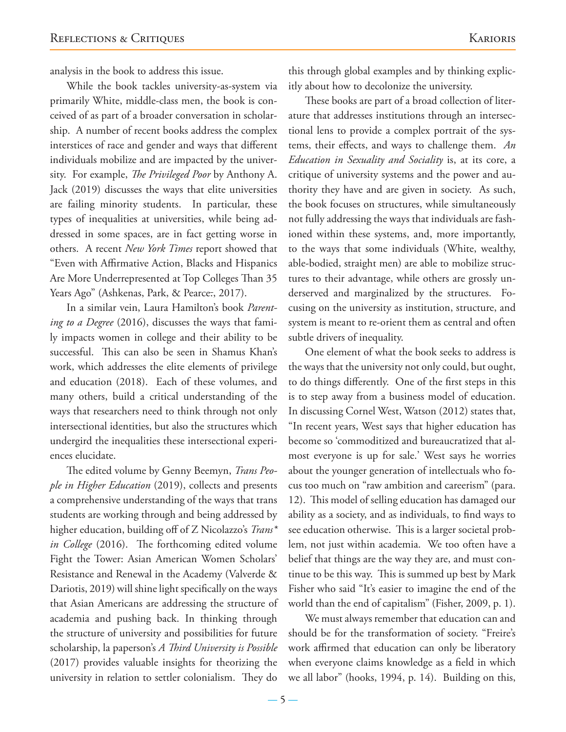analysis in the book to address this issue.

While the book tackles university-as-system via primarily White, middle-class men, the book is conceived of as part of a broader conversation in scholarship. A number of recent books address the complex interstices of race and gender and ways that different individuals mobilize and are impacted by the university. For example, *The Privileged Poor* by Anthony A. Jack (2019) discusses the ways that elite universities are failing minority students. In particular, these types of inequalities at universities, while being addressed in some spaces, are in fact getting worse in others. A recent *New York Times* report showed that "Even with Affirmative Action, Blacks and Hispanics Are More Underrepresented at Top Colleges Than 35 Years Ago" (Ashkenas, Park, & Pearce:, 2017).

In a similar vein, Laura Hamilton's book *Parenting to a Degree* (2016), discusses the ways that family impacts women in college and their ability to be successful. This can also be seen in Shamus Khan's work, which addresses the elite elements of privilege and education (2018). Each of these volumes, and many others, build a critical understanding of the ways that researchers need to think through not only intersectional identities, but also the structures which undergird the inequalities these intersectional experiences elucidate.

The edited volume by Genny Beemyn, *Trans People in Higher Education* (2019), collects and presents a comprehensive understanding of the ways that trans students are working through and being addressed by higher education, building off of Z Nicolazzo's *Trans\* in College* (2016). The forthcoming edited volume Fight the Tower: Asian American Women Scholars' Resistance and Renewal in the Academy (Valverde & Dariotis, 2019) will shine light specifically on the ways that Asian Americans are addressing the structure of academia and pushing back. In thinking through the structure of university and possibilities for future scholarship, la paperson's *A Third University is Possible* (2017) provides valuable insights for theorizing the university in relation to settler colonialism. They do this through global examples and by thinking explicitly about how to decolonize the university.

These books are part of a broad collection of literature that addresses institutions through an intersectional lens to provide a complex portrait of the systems, their effects, and ways to challenge them. *An Education in Sexuality and Sociality* is, at its core, a critique of university systems and the power and authority they have and are given in society. As such, the book focuses on structures, while simultaneously not fully addressing the ways that individuals are fashioned within these systems, and, more importantly, to the ways that some individuals (White, wealthy, able-bodied, straight men) are able to mobilize structures to their advantage, while others are grossly underserved and marginalized by the structures. Focusing on the university as institution, structure, and system is meant to re-orient them as central and often subtle drivers of inequality.

One element of what the book seeks to address is the ways that the university not only could, but ought, to do things differently. One of the first steps in this is to step away from a business model of education. In discussing Cornel West, Watson (2012) states that, "In recent years, West says that higher education has become so 'commoditized and bureaucratized that almost everyone is up for sale.' West says he worries about the younger generation of intellectuals who focus too much on "raw ambition and careerism" (para. 12). This model of selling education has damaged our ability as a society, and as individuals, to find ways to see education otherwise. This is a larger societal problem, not just within academia. We too often have a belief that things are the way they are, and must continue to be this way. This is summed up best by Mark Fisher who said "It's easier to imagine the end of the world than the end of capitalism" (Fisher, 2009, p. 1).

We must always remember that education can and should be for the transformation of society. "Freire's work affirmed that education can only be liberatory when everyone claims knowledge as a field in which we all labor" (hooks, 1994, p. 14). Building on this,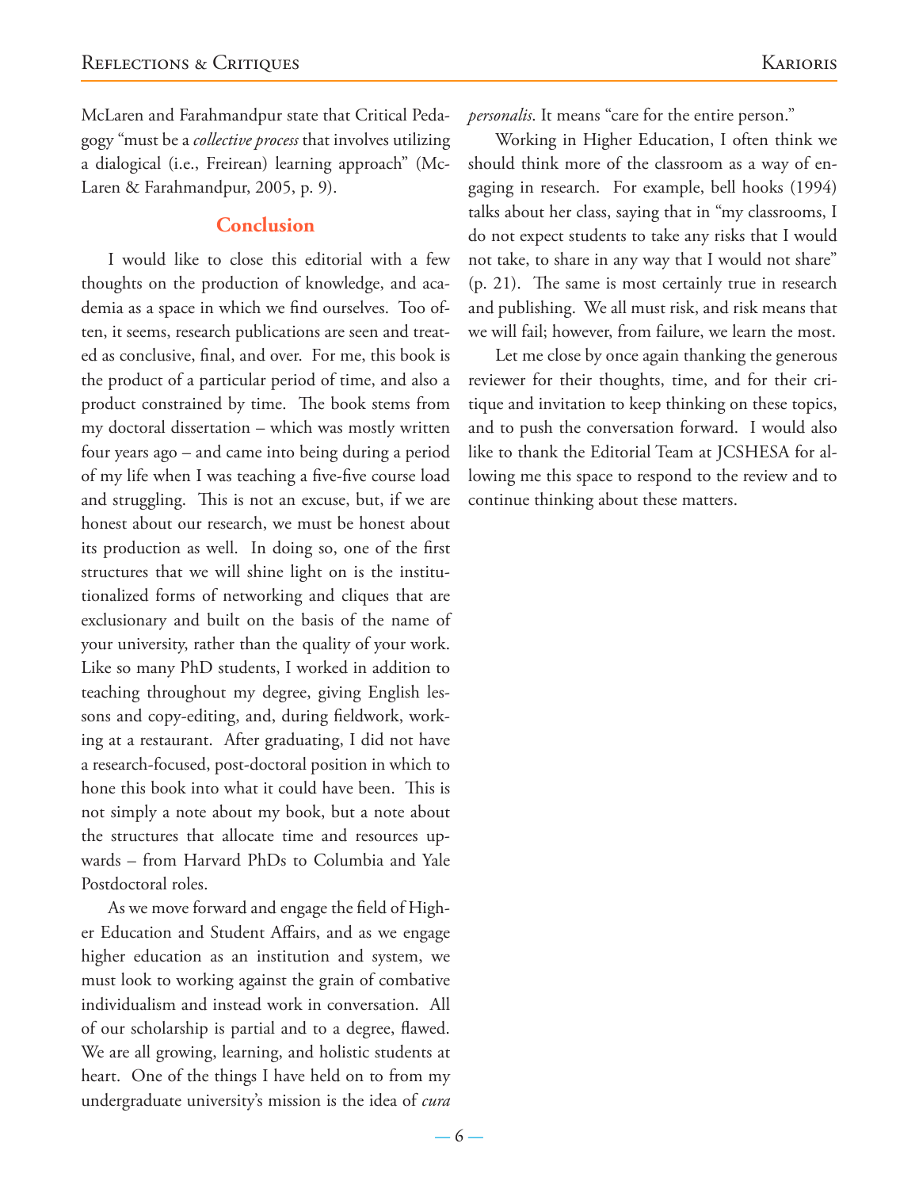McLaren and Farahmandpur state that Critical Pedagogy "must be a *collective process* that involves utilizing a dialogical (i.e., Freirean) learning approach" (McLaren & Farahmandpur, 2005, p. 9).

## Conclusion

I would like to close this editorial with a few thoughts on the production of knowledge, and academia as a space in which we find ourselves. Too often, it seems, research publications are seen and treated as conclusive, final, and over. For me, this book is the product of a particular period of time, and also a product constrained by time. The book stems from my doctoral dissertation – which was mostly written four years ago – and came into being during a period of my life when I was teaching a five-five course load and struggling. This is not an excuse, but, if we are honest about our research, we must be honest about its production as well. In doing so, one of the first structures that we will shine light on is the institutionalized forms of networking and cliques that are exclusionary and built on the basis of the name of your university, rather than the quality of your work. Like so many PhD students, I worked in addition to teaching throughout my degree, giving English lessons and copy-editing, and, during fieldwork, working at a restaurant. After graduating, I did not have a research-focused, post-doctoral position in which to hone this book into what it could have been. This is not simply a note about my book, but a note about the structures that allocate time and resources upwards – from Harvard PhDs to Columbia and Yale Postdoctoral roles.

As we move forward and engage the field of Higher Education and Student Affairs, and as we engage higher education as an institution and system, we must look to working against the grain of combative individualism and instead work in conversation. All of our scholarship is partial and to a degree, flawed. We are all growing, learning, and holistic students at heart. One of the things I have held on to from my undergraduate university's mission is the idea of *cura personalis*. It means "care for the entire person."

Working in Higher Education, I often think we should think more of the classroom as a way of engaging in research. For example, bell hooks (1994) talks about her class, saying that in "my classrooms, I do not expect students to take any risks that I would not take, to share in any way that I would not share" (p. 21). The same is most certainly true in research and publishing. We all must risk, and risk means that we will fail; however, from failure, we learn the most.

Let me close by once again thanking the generous reviewer for their thoughts, time, and for their critique and invitation to keep thinking on these topics, and to push the conversation forward. I would also like to thank the Editorial Team at JCSHESA for allowing me this space to respond to the review and to continue thinking about these matters.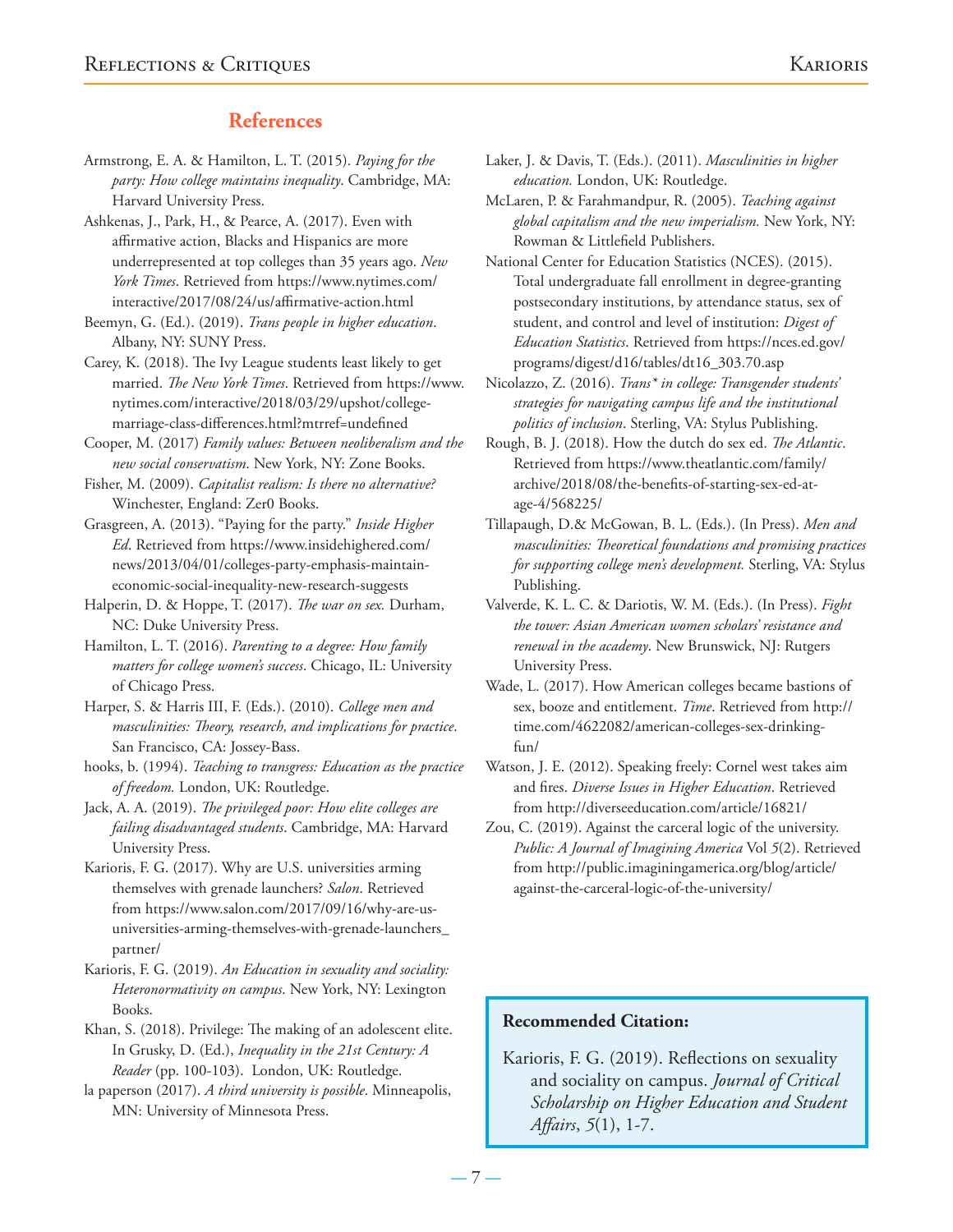## References

Armstrong, E. A. & Hamilton, L. T. (2015). *Paying for the party: How college maintains inequality*. Cambridge, MA: Harvard University Press.

Ashkenas, J., Park, H., & Pearce, A. (2017). Even with affirmative action, Blacks and Hispanics are more underrepresented at top colleges than 35 years ago. *New York Times*. Retrieved from https://www.nytimes.com/interactive/2017/08/24/us/affirmative-action.html

Beemyn, G. (Ed.). (2019). *Trans people in higher education*. Albany, NY: SUNY Press.

Carey, K. (2018). The Ivy League students least likely to get married. *The New York Times*. Retrieved from https://www.nytimes.com/interactive/2018/03/29/upshot/college-marriage-class-differences.html?mtrref=undefined

Cooper, M. (2017) *Family values: Between neoliberalism and the new social conservatism*. New York, NY: Zone Books.

Fisher, M. (2009). *Capitalist realism: Is there no alternative?* Winchester, England: Zer0 Books.

Grasgreen, A. (2013). "Paying for the party." *Inside Higher Ed*. Retrieved from https://www.insidehighered.com/news/2013/04/01/colleges-party-emphasis-maintain-economic-social-inequality-new-research-suggests

Halperin, D. & Hoppe, T. (2017). *The war on sex.* Durham, NC: Duke University Press.

Hamilton, L. T. (2016). *Parenting to a degree: How family matters for college women's success*. Chicago, IL: University of Chicago Press.

Harper, S. & Harris III, F. (Eds.). (2010). *College men and masculinities: Theory, research, and implications for practice*. San Francisco, CA: Jossey-Bass.

hooks, b. (1994). *Teaching to transgress: Education as the practice of freedom.* London, UK: Routledge.

Jack, A. A. (2019). *The privileged poor: How elite colleges are failing disadvantaged students*. Cambridge, MA: Harvard University Press.

Karioris, F. G. (2017). Why are U.S. universities arming themselves with grenade launchers? *Salon*. Retrieved from https://www.salon.com/2017/09/16/why-are-us-universities-arming-themselves-with-grenade-launchers_partner/

Karioris, F. G. (2019). *An Education in sexuality and sociality: Heteronormativity on campus*. New York, NY: Lexington Books.

Khan, S. (2018). Privilege: The making of an adolescent elite. In Grusky, D. (Ed.), *Inequality in the 21st Century: A Reader* (pp. 100-103). London, UK: Routledge.

la paperson (2017). *A third university is possible*. Minneapolis, MN: University of Minnesota Press.

Laker, J. & Davis, T. (Eds.). (2011). *Masculinities in higher education.* London, UK: Routledge.

McLaren, P. & Farahmandpur, R. (2005). *Teaching against global capitalism and the new imperialism.* New York, NY: Rowman & Littlefield Publishers.

National Center for Education Statistics (NCES). (2015). Total undergraduate fall enrollment in degree-granting postsecondary institutions, by attendance status, sex of student, and control and level of institution: *Digest of Education Statistics*. Retrieved from https://nces.ed.gov/programs/digest/d16/tables/dt16_303.70.asp

Nicolazzo, Z. (2016). *Trans* in college: Transgender students' strategies for navigating campus life and the institutional politics of inclusion*. Sterling, VA: Stylus Publishing.

Rough, B. J. (2018). How the dutch do sex ed. *The Atlantic*. Retrieved from https://www.theatlantic.com/family/archive/2018/08/the-benefits-of-starting-sex-ed-at-age-4/568225/

Tillapaugh, D.& McGowan, B. L. (Eds.). (In Press). *Men and masculinities: Theoretical foundations and promising practices for supporting college men's development.* Sterling, VA: Stylus Publishing.

Valverde, K. L. C. & Dariotis, W. M. (Eds.). (In Press). *Fight the tower: Asian American women scholars' resistance and renewal in the academy*. New Brunswick, NJ: Rutgers University Press.

Wade, L. (2017). How American colleges became bastions of sex, booze and entitlement. *Time*. Retrieved from http://time.com/4622082/american-colleges-sex-drinking-fun/

Watson, J. E. (2012). Speaking freely: Cornel west takes aim and fires. *Diverse Issues in Higher Education*. Retrieved from http://diverseeducation.com/article/16821/

Zou, C. (2019). Against the carceral logic of the university. *Public: A Journal of Imagining America* Vol *5*(2). Retrieved from http://public.imaginingamerica.org/blog/article/against-the-carceral-logic-of-the-university/

**Recommended Citation:**

Karioris, F. G. (2019). Reflections on sexuality and sociality on campus. *Journal of Critical Scholarship on Higher Education and Student Affairs*, *5*(1), 1-7.